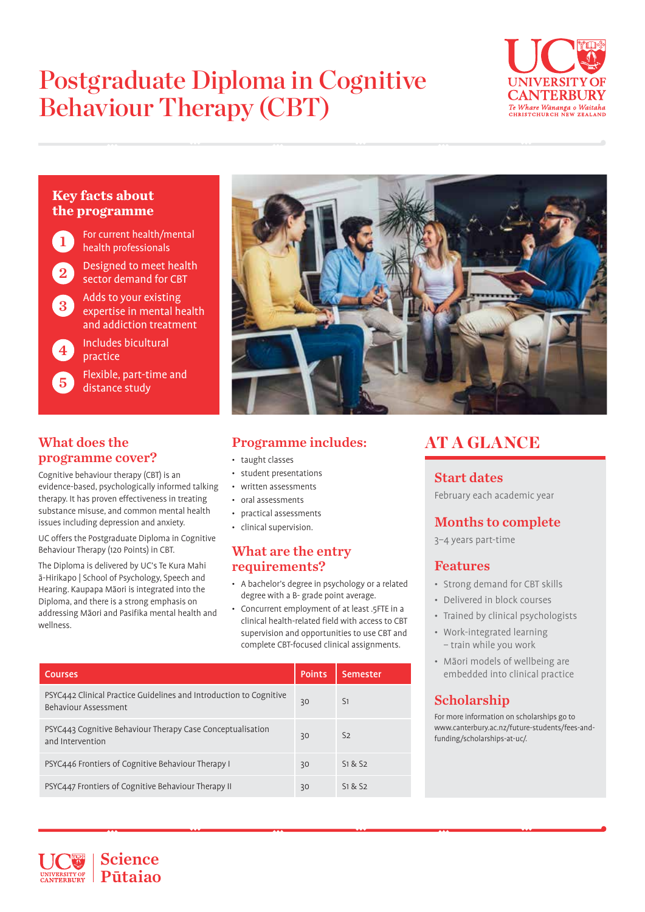# Postgraduate Diploma in Cognitive Behaviour Therapy (CBT)

## Key facts about the programme

1. For current health/mental health professionals
2. Designed to meet health sector demand for CBT
3. Adds to your existing expertise in mental health and addiction treatment
4. Includes bicultural practice
5. Flexible, part-time and distance study

## What does the programme cover?

Cognitive behaviour therapy (CBT) is an evidence-based, psychologically informed talking therapy. It has proven effectiveness in treating substance misuse, and common mental health issues including depression and anxiety.

UC offers the Postgraduate Diploma in Cognitive Behaviour Therapy (120 Points) in CBT.

The Diploma is delivered by UC's Te Kura Mahi ā-Hirikapo | School of Psychology, Speech and Hearing. Kaupapa Māori is integrated into the Diploma, and there is a strong emphasis on addressing Māori and Pasifika mental health and wellness.

## Programme includes:

- taught classes
- student presentations
- written assessments
- oral assessments
- practical assessments
- clinical supervision.

## What are the entry requirements?

- A bachelor's degree in psychology or a related degree with a B- grade point average.
- Concurrent employment of at least .5FTE in a clinical health-related field with access to CBT supervision and opportunities to use CBT and complete CBT-focused clinical assignments.

| Courses | Points | Semester |
|---|---|---|
| PSYC442 Clinical Practice Guidelines and Introduction to Cognitive Behaviour Assessment | 30 | S1 |
| PSYC443 Cognitive Behaviour Therapy Case Conceptualisation and Intervention | 30 | S2 |
| PSYC446 Frontiers of Cognitive Behaviour Therapy I | 30 | S1 & S2 |
| PSYC447 Frontiers of Cognitive Behaviour Therapy II | 30 | S1 & S2 |

## AT A GLANCE

### Start dates

February each academic year

### Months to complete

3–4 years part-time

### Features

- Strong demand for CBT skills
- Delivered in block courses
- Trained by clinical psychologists
- Work-integrated learning – train while you work
- Māori models of wellbeing are embedded into clinical practice

### Scholarship

For more information on scholarships go to www.canterbury.ac.nz/future-students/fees-and-funding/scholarships-at-uc/.

Science Pūtaiao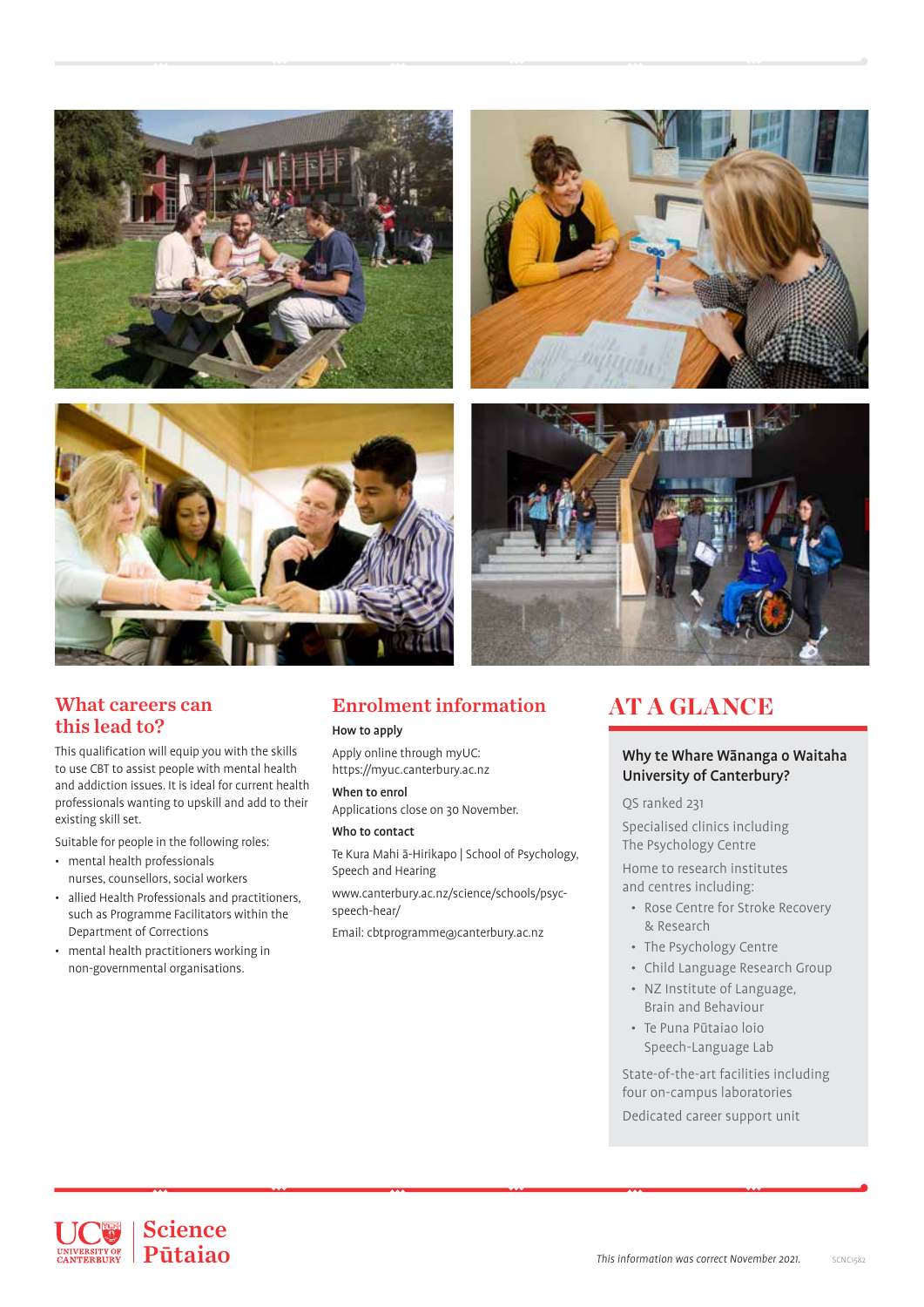## What careers can this lead to?

This qualification will equip you with the skills to use CBT to assist people with mental health and addiction issues. It is ideal for current health professionals wanting to upskill and add to their existing skill set.

Suitable for people in the following roles:

- mental health professionals nurses, counsellors, social workers
- allied Health Professionals and practitioners, such as Programme Facilitators within the Department of Corrections
- mental health practitioners working in non-governmental organisations.

## Enrolment information

**How to apply**

Apply online through myUC: https://myuc.canterbury.ac.nz

**When to enrol**

Applications close on 30 November.

**Who to contact**

Te Kura Mahi ā-Hirikapo | School of Psychology, Speech and Hearing

www.canterbury.ac.nz/science/schools/psyc-speech-hear/

Email: cbtprogramme@canterbury.ac.nz

## AT A GLANCE

**Why te Whare Wānanga o Waitaha University of Canterbury?**

QS ranked 231

Specialised clinics including The Psychology Centre

Home to research institutes and centres including:

- Rose Centre for Stroke Recovery & Research
- The Psychology Centre
- Child Language Research Group
- NZ Institute of Language, Brain and Behaviour
- Te Puna Pūtaiao loio Speech-Language Lab

State-of-the-art facilities including four on-campus laboratories

Dedicated career support unit

UC University of Canterbury | Science Pūtaiao

*This information was correct November 2021.* SCNC1582